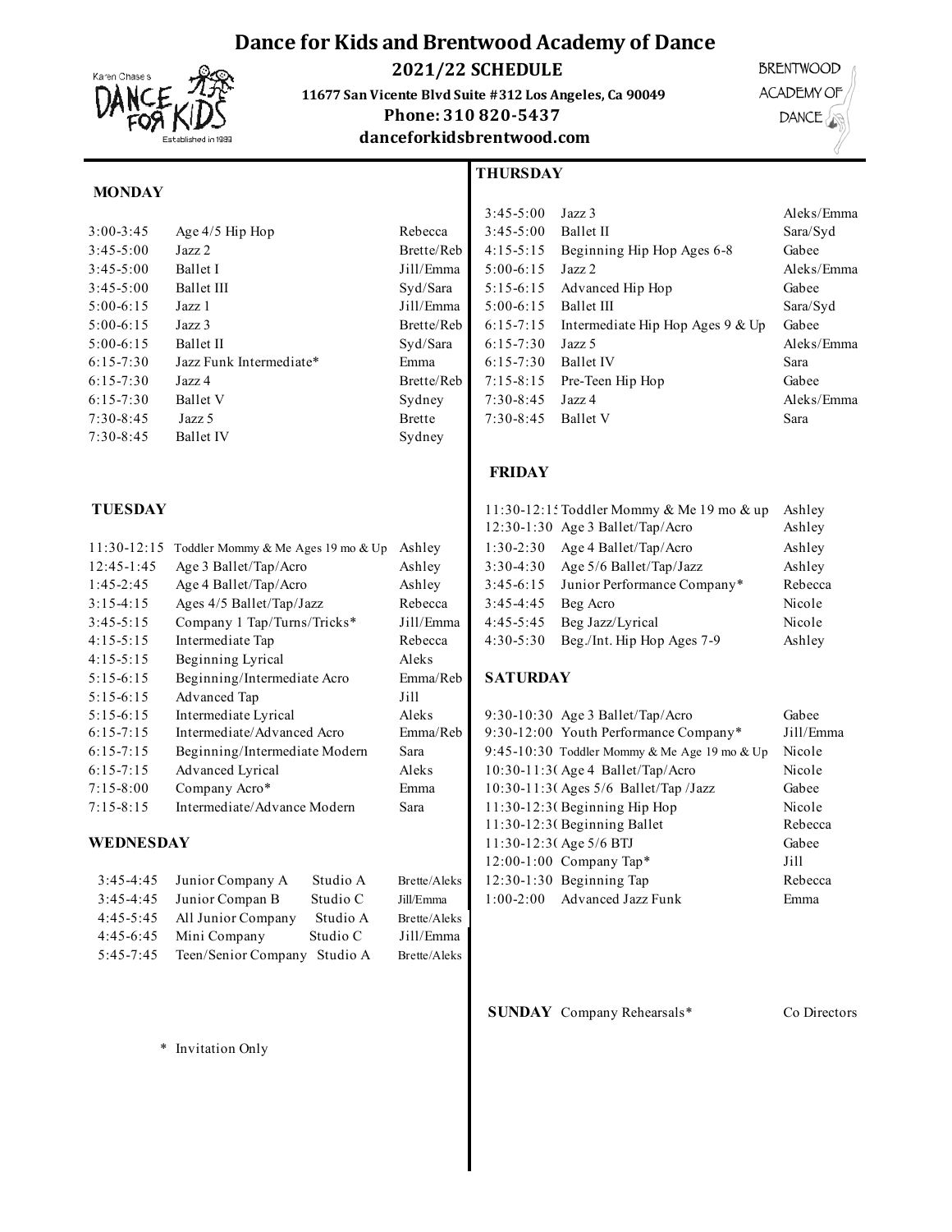# Dance for Kids and Brentwood Academy of Dance

## 2021/22 SCHEDULE

**11677 San Vicente Blvd Suite #312 Los Angeles, Ca 90049**

**Phone: 310 820-5437**

**danceforkidsbrentwood.com**

Karen Chase's DANCE FOR KIDS Established in 1983

BRENTWOOD ACADEMY OF DANCE

### MONDAY

| | | |
|---|---|---|
| 3:00-3:45 | Age 4/5 Hip Hop | Rebecca |
| 3:45-5:00 | Jazz 2 | Brette/Reb |
| 3:45-5:00 | Ballet I | Jill/Emma |
| 3:45-5:00 | Ballet III | Syd/Sara |
| 5:00-6:15 | Jazz 1 | Jill/Emma |
| 5:00-6:15 | Jazz 3 | Brette/Reb |
| 5:00-6:15 | Ballet II | Syd/Sara |
| 6:15-7:30 | Jazz Funk Intermediate* | Emma |
| 6:15-7:30 | Jazz 4 | Brette/Reb |
| 6:15-7:30 | Ballet V | Sydney |
| 7:30-8:45 | Jazz 5 | Brette |
| 7:30-8:45 | Ballet IV | Sydney |

### TUESDAY

| | | |
|---|---|---|
| 11:30-12:15 | Toddler Mommy & Me Ages 19 mo & Up | Ashley |
| 12:45-1:45 | Age 3 Ballet/Tap/Acro | Ashley |
| 1:45-2:45 | Age 4 Ballet/Tap/Acro | Ashley |
| 3:15-4:15 | Ages 4/5 Ballet/Tap/Jazz | Rebecca |
| 3:45-5:15 | Company 1 Tap/Turns/Tricks* | Jill/Emma |
| 4:15-5:15 | Intermediate Tap | Rebecca |
| 4:15-5:15 | Beginning Lyrical | Aleks |
| 5:15-6:15 | Beginning/Intermediate Acro | Emma/Reb |
| 5:15-6:15 | Advanced Tap | Jill |
| 5:15-6:15 | Intermediate Lyrical | Aleks |
| 6:15-7:15 | Intermediate/Advanced Acro | Emma/Reb |
| 6:15-7:15 | Beginning/Intermediate Modern | Sara |
| 6:15-7:15 | Advanced Lyrical | Aleks |
| 7:15-8:00 | Company Acro* | Emma |
| 7:15-8:15 | Intermediate/Advance Modern | Sara |

### WEDNESDAY

| | | | |
|---|---|---|---|
| 3:45-4:45 | Junior Company A | Studio A | Brette/Aleks |
| 3:45-4:45 | Junior Compan B | Studio C | Jill/Emma |
| 4:45-5:45 | All Junior Company | Studio A | Brette/Aleks |
| 4:45-6:45 | Mini Company | Studio C | Jill/Emma |
| 5:45-7:45 | Teen/Senior Company | Studio A | Brette/Aleks |

### THURSDAY

| | | |
|---|---|---|
| 3:45-5:00 | Jazz 3 | Aleks/Emma |
| 3:45-5:00 | Ballet II | Sara/Syd |
| 4:15-5:15 | Beginning Hip Hop Ages 6-8 | Gabee |
| 5:00-6:15 | Jazz 2 | Aleks/Emma |
| 5:15-6:15 | Advanced Hip Hop | Gabee |
| 5:00-6:15 | Ballet III | Sara/Syd |
| 6:15-7:15 | Intermediate Hip Hop Ages 9 & Up | Gabee |
| 6:15-7:30 | Jazz 5 | Aleks/Emma |
| 6:15-7:30 | Ballet IV | Sara |
| 7:15-8:15 | Pre-Teen Hip Hop | Gabee |
| 7:30-8:45 | Jazz 4 | Aleks/Emma |
| 7:30-8:45 | Ballet V | Sara |

### FRIDAY

| | | |
|---|---|---|
| 11:30-12:15 | Toddler Mommy & Me 19 mo & up | Ashley |
| 12:30-1:30 | Age 3 Ballet/Tap/Acro | Ashley |
| 1:30-2:30 | Age 4 Ballet/Tap/Acro | Ashley |
| 3:30-4:30 | Age 5/6 Ballet/Tap/Jazz | Ashley |
| 3:45-6:15 | Junior Performance Company* | Rebecca |
| 3:45-4:45 | Beg Acro | Nicole |
| 4:45-5:45 | Beg Jazz/Lyrical | Nicole |
| 4:30-5:30 | Beg./Int. Hip Hop Ages 7-9 | Ashley |

### SATURDAY

| | | |
|---|---|---|
| 9:30-10:30 | Age 3 Ballet/Tap/Acro | Gabee |
| 9:30-12:00 | Youth Performance Company* | Jill/Emma |
| 9:45-10:30 | Toddler Mommy & Me Age 19 mo & Up | Nicole |
| 10:30-11:30 | Age 4 Ballet/Tap/Acro | Nicole |
| 10:30-11:30 | Ages 5/6 Ballet/Tap /Jazz | Gabee |
| 11:30-12:30 | Beginning Hip Hop | Nicole |
| 11:30-12:30 | Beginning Ballet | Rebecca |
| 11:30-12:30 | Age 5/6 BTJ | Gabee |
| 12:00-1:00 | Company Tap* | Jill |
| 12:30-1:30 | Beginning Tap | Rebecca |
| 1:00-2:00 | Advanced Jazz Funk | Emma |

**SUNDAY** Company Rehearsals* — Co Directors

\* Invitation Only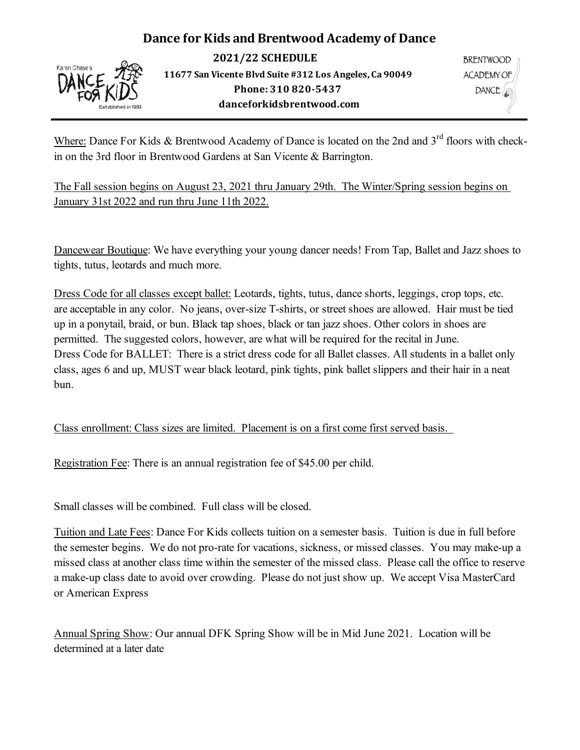# Dance for Kids and Brentwood Academy of Dance

**2021/22 SCHEDULE**

**11677 San Vicente Blvd Suite #312 Los Angeles, Ca 90049**

**Phone: 310 820-5437**

**danceforkidsbrentwood.com**

Karen Chase's DANCE FOR KIDS Established in 1989

BRENTWOOD ACADEMY OF DANCE

Where: Dance For Kids & Brentwood Academy of Dance is located on the 2nd and 3rd floors with check-in on the 3rd floor in Brentwood Gardens at San Vicente & Barrington.

The Fall session begins on August 23, 2021 thru January 29th. The Winter/Spring session begins on January 31st 2022 and run thru June 11th 2022.

Dancewear Boutique: We have everything your young dancer needs! From Tap, Ballet and Jazz shoes to tights, tutus, leotards and much more.

Dress Code for all classes except ballet: Leotards, tights, tutus, dance shorts, leggings, crop tops, etc. are acceptable in any color. No jeans, over-size T-shirts, or street shoes are allowed. Hair must be tied up in a ponytail, braid, or bun. Black tap shoes, black or tan jazz shoes. Other colors in shoes are permitted. The suggested colors, however, are what will be required for the recital in June.
Dress Code for BALLET: There is a strict dress code for all Ballet classes. All students in a ballet only class, ages 6 and up, MUST wear black leotard, pink tights, pink ballet slippers and their hair in a neat bun.

Class enrollment: Class sizes are limited. Placement is on a first come first served basis.

Registration Fee: There is an annual registration fee of $45.00 per child.

Small classes will be combined. Full class will be closed.

Tuition and Late Fees: Dance For Kids collects tuition on a semester basis. Tuition is due in full before the semester begins. We do not pro-rate for vacations, sickness, or missed classes. You may make-up a missed class at another class time within the semester of the missed class. Please call the office to reserve a make-up class date to avoid over crowding. Please do not just show up. We accept Visa MasterCard or American Express

Annual Spring Show: Our annual DFK Spring Show will be in Mid June 2021. Location will be determined at a later date